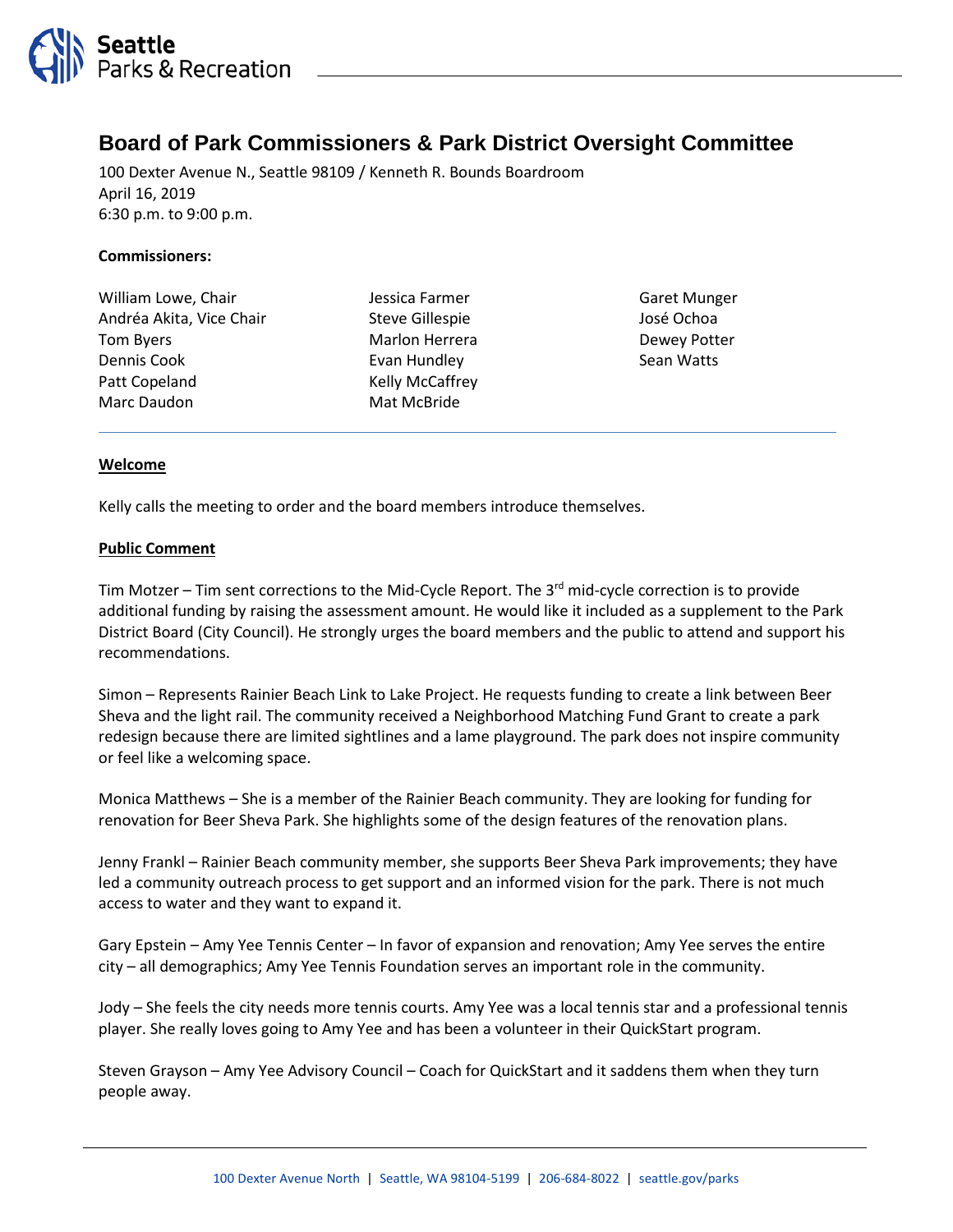# Board of Park Commissioners & Park District Oversight Committee

100 Dexter Avenue N., Seattle 98109 / Kenneth R. Bounds Boardroom
April 16, 2019
6:30 p.m. to 9:00 p.m.

**Commissioners:**

William Lowe, Chair
Andréa Akita, Vice Chair
Tom Byers
Dennis Cook
Patt Copeland
Marc Daudon
Jessica Farmer
Steve Gillespie
Marlon Herrera
Evan Hundley
Kelly McCaffrey
Mat McBride
Garet Munger
José Ochoa
Dewey Potter
Sean Watts

## Welcome

Kelly calls the meeting to order and the board members introduce themselves.

## Public Comment

Tim Motzer – Tim sent corrections to the Mid-Cycle Report. The 3rd mid-cycle correction is to provide additional funding by raising the assessment amount. He would like it included as a supplement to the Park District Board (City Council). He strongly urges the board members and the public to attend and support his recommendations.

Simon – Represents Rainier Beach Link to Lake Project. He requests funding to create a link between Beer Sheva and the light rail. The community received a Neighborhood Matching Fund Grant to create a park redesign because there are limited sightlines and a lame playground. The park does not inspire community or feel like a welcoming space.

Monica Matthews – She is a member of the Rainier Beach community. They are looking for funding for renovation for Beer Sheva Park. She highlights some of the design features of the renovation plans.

Jenny Frankl – Rainier Beach community member, she supports Beer Sheva Park improvements; they have led a community outreach process to get support and an informed vision for the park. There is not much access to water and they want to expand it.

Gary Epstein – Amy Yee Tennis Center – In favor of expansion and renovation; Amy Yee serves the entire city – all demographics; Amy Yee Tennis Foundation serves an important role in the community.

Jody – She feels the city needs more tennis courts. Amy Yee was a local tennis star and a professional tennis player. She really loves going to Amy Yee and has been a volunteer in their QuickStart program.

Steven Grayson – Amy Yee Advisory Council – Coach for QuickStart and it saddens them when they turn people away.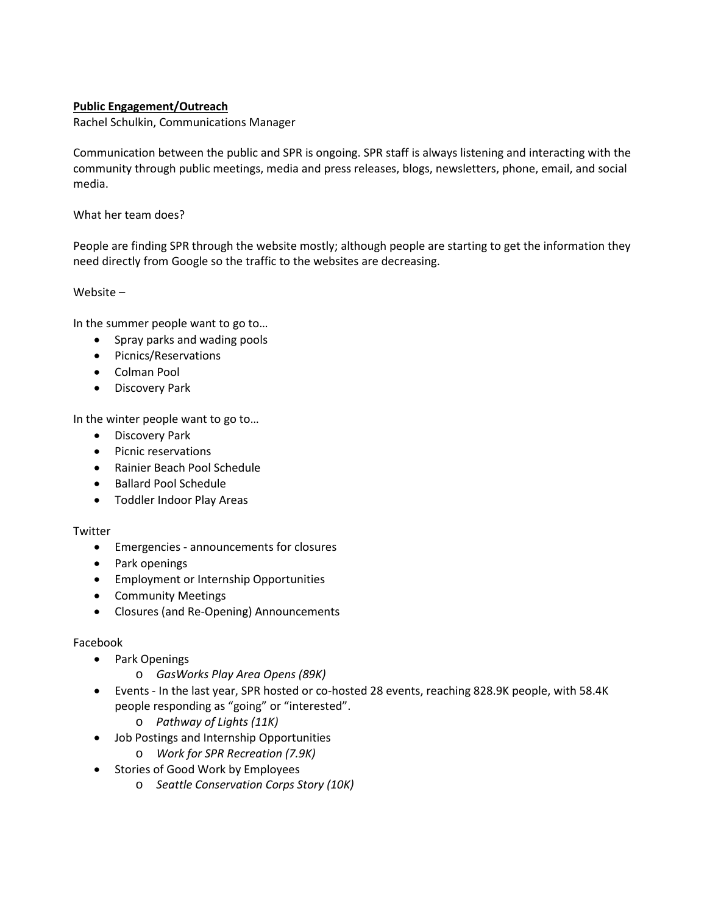**<u>Public Engagement/Outreach</u>**

Rachel Schulkin, Communications Manager

Communication between the public and SPR is ongoing. SPR staff is always listening and interacting with the community through public meetings, media and press releases, blogs, newsletters, phone, email, and social media.

What her team does?

People are finding SPR through the website mostly; although people are starting to get the information they need directly from Google so the traffic to the websites are decreasing.

Website –

In the summer people want to go to…

- Spray parks and wading pools
- Picnics/Reservations
- Colman Pool
- Discovery Park

In the winter people want to go to…

- Discovery Park
- Picnic reservations
- Rainier Beach Pool Schedule
- Ballard Pool Schedule
- Toddler Indoor Play Areas

Twitter

- Emergencies - announcements for closures
- Park openings
- Employment or Internship Opportunities
- Community Meetings
- Closures (and Re-Opening) Announcements

Facebook

- Park Openings
  - *GasWorks Play Area Opens (89K)*
- Events - In the last year, SPR hosted or co-hosted 28 events, reaching 828.9K people, with 58.4K people responding as "going" or "interested".
  - *Pathway of Lights (11K)*
- Job Postings and Internship Opportunities
  - *Work for SPR Recreation (7.9K)*
- Stories of Good Work by Employees
  - *Seattle Conservation Corps Story (10K)*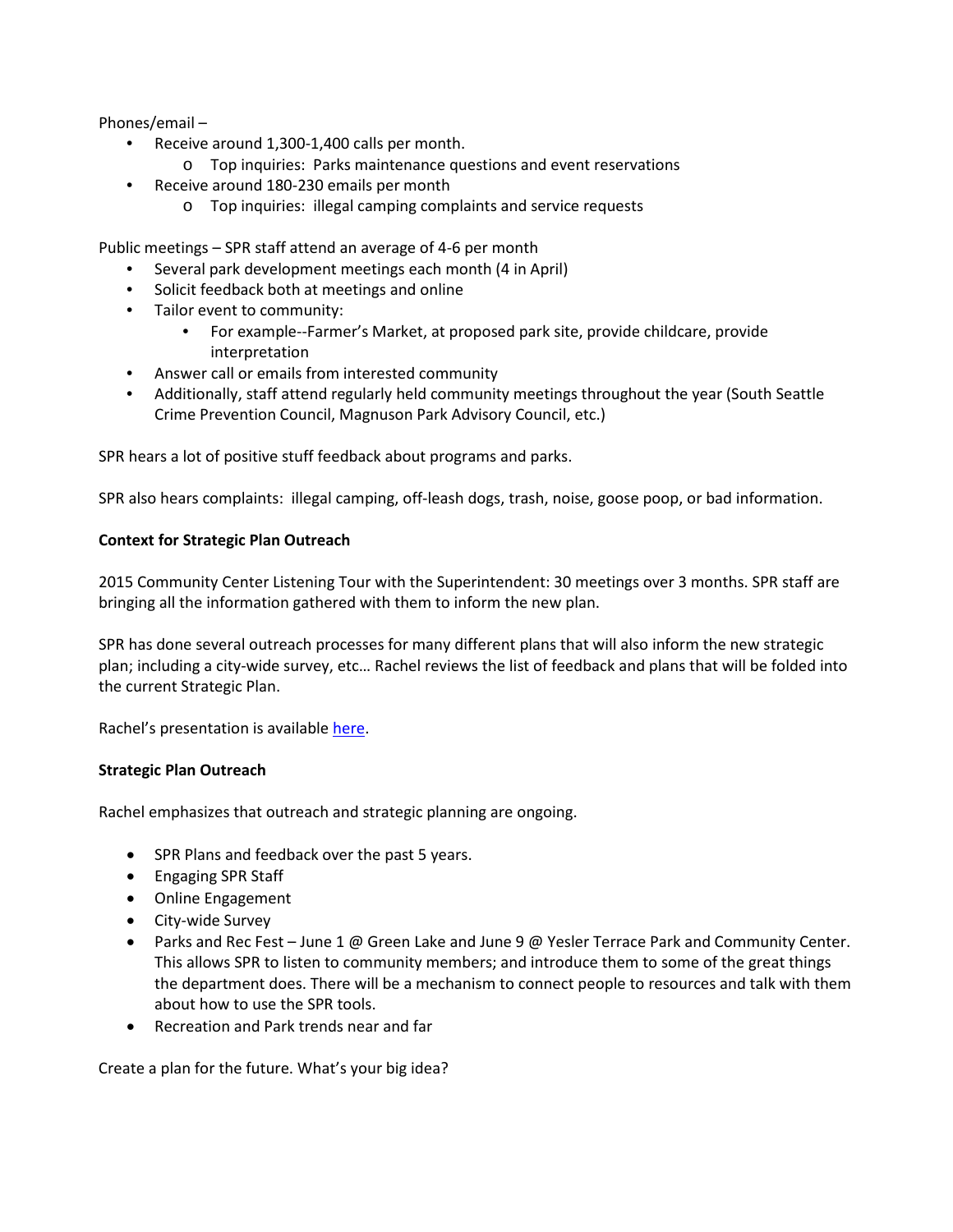Phones/email –

- Receive around 1,300-1,400 calls per month.
  - Top inquiries: Parks maintenance questions and event reservations
- Receive around 180-230 emails per month
  - Top inquiries: illegal camping complaints and service requests

Public meetings – SPR staff attend an average of 4-6 per month

- Several park development meetings each month (4 in April)
- Solicit feedback both at meetings and online
- Tailor event to community:
  - For example--Farmer's Market, at proposed park site, provide childcare, provide interpretation
- Answer call or emails from interested community
- Additionally, staff attend regularly held community meetings throughout the year (South Seattle Crime Prevention Council, Magnuson Park Advisory Council, etc.)

SPR hears a lot of positive stuff feedback about programs and parks.

SPR also hears complaints: illegal camping, off-leash dogs, trash, noise, goose poop, or bad information.

**Context for Strategic Plan Outreach**

2015 Community Center Listening Tour with the Superintendent: 30 meetings over 3 months. SPR staff are bringing all the information gathered with them to inform the new plan.

SPR has done several outreach processes for many different plans that will also inform the new strategic plan; including a city-wide survey, etc… Rachel reviews the list of feedback and plans that will be folded into the current Strategic Plan.

Rachel's presentation is available here.

**Strategic Plan Outreach**

Rachel emphasizes that outreach and strategic planning are ongoing.

- SPR Plans and feedback over the past 5 years.
- Engaging SPR Staff
- Online Engagement
- City-wide Survey
- Parks and Rec Fest – June 1 @ Green Lake and June 9 @ Yesler Terrace Park and Community Center. This allows SPR to listen to community members; and introduce them to some of the great things the department does. There will be a mechanism to connect people to resources and talk with them about how to use the SPR tools.
- Recreation and Park trends near and far

Create a plan for the future. What's your big idea?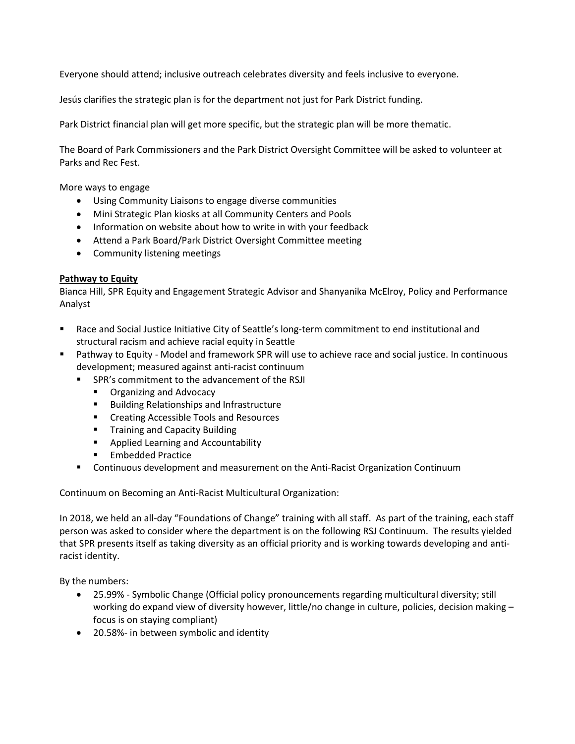Everyone should attend; inclusive outreach celebrates diversity and feels inclusive to everyone.

Jesús clarifies the strategic plan is for the department not just for Park District funding.

Park District financial plan will get more specific, but the strategic plan will be more thematic.

The Board of Park Commissioners and the Park District Oversight Committee will be asked to volunteer at Parks and Rec Fest.

More ways to engage

- Using Community Liaisons to engage diverse communities
- Mini Strategic Plan kiosks at all Community Centers and Pools
- Information on website about how to write in with your feedback
- Attend a Park Board/Park District Oversight Committee meeting
- Community listening meetings

**Pathway to Equity**

Bianca Hill, SPR Equity and Engagement Strategic Advisor and Shanyanika McElroy, Policy and Performance Analyst

- Race and Social Justice Initiative City of Seattle's long-term commitment to end institutional and structural racism and achieve racial equity in Seattle
- Pathway to Equity - Model and framework SPR will use to achieve race and social justice. In continuous development; measured against anti-racist continuum
  - SPR's commitment to the advancement of the RSJI
    - Organizing and Advocacy
    - Building Relationships and Infrastructure
    - Creating Accessible Tools and Resources
    - Training and Capacity Building
    - Applied Learning and Accountability
    - Embedded Practice
  - Continuous development and measurement on the Anti-Racist Organization Continuum

Continuum on Becoming an Anti-Racist Multicultural Organization:

In 2018, we held an all-day "Foundations of Change" training with all staff. As part of the training, each staff person was asked to consider where the department is on the following RSJ Continuum. The results yielded that SPR presents itself as taking diversity as an official priority and is working towards developing and anti-racist identity.

By the numbers:

- 25.99% - Symbolic Change (Official policy pronouncements regarding multicultural diversity; still working do expand view of diversity however, little/no change in culture, policies, decision making – focus is on staying compliant)
- 20.58%- in between symbolic and identity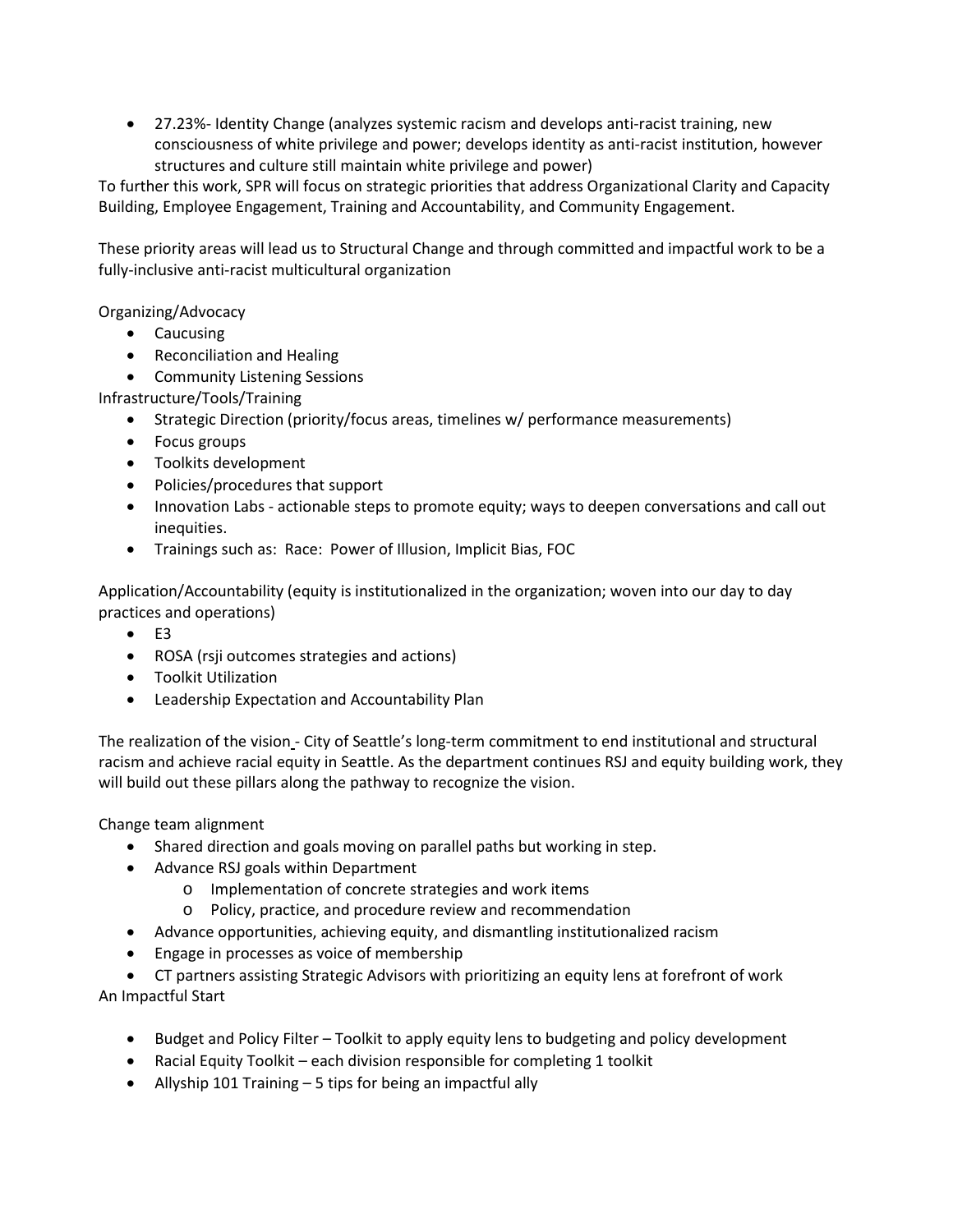- 27.23%- Identity Change (analyzes systemic racism and develops anti-racist training, new consciousness of white privilege and power; develops identity as anti-racist institution, however structures and culture still maintain white privilege and power)

To further this work, SPR will focus on strategic priorities that address Organizational Clarity and Capacity Building, Employee Engagement, Training and Accountability, and Community Engagement.

These priority areas will lead us to Structural Change and through committed and impactful work to be a fully-inclusive anti-racist multicultural organization

Organizing/Advocacy

- Caucusing
- Reconciliation and Healing
- Community Listening Sessions

Infrastructure/Tools/Training

- Strategic Direction (priority/focus areas, timelines w/ performance measurements)
- Focus groups
- Toolkits development
- Policies/procedures that support
- Innovation Labs - actionable steps to promote equity; ways to deepen conversations and call out inequities.
- Trainings such as: Race: Power of Illusion, Implicit Bias, FOC

Application/Accountability (equity is institutionalized in the organization; woven into our day to day practices and operations)

- E3
- ROSA (rsji outcomes strategies and actions)
- Toolkit Utilization
- Leadership Expectation and Accountability Plan

The realization of the vision - City of Seattle's long-term commitment to end institutional and structural racism and achieve racial equity in Seattle. As the department continues RSJ and equity building work, they will build out these pillars along the pathway to recognize the vision.

Change team alignment

- Shared direction and goals moving on parallel paths but working in step.
- Advance RSJ goals within Department
  - Implementation of concrete strategies and work items
  - Policy, practice, and procedure review and recommendation
- Advance opportunities, achieving equity, and dismantling institutionalized racism
- Engage in processes as voice of membership
- CT partners assisting Strategic Advisors with prioritizing an equity lens at forefront of work

An Impactful Start

- Budget and Policy Filter – Toolkit to apply equity lens to budgeting and policy development
- Racial Equity Toolkit – each division responsible for completing 1 toolkit
- Allyship 101 Training – 5 tips for being an impactful ally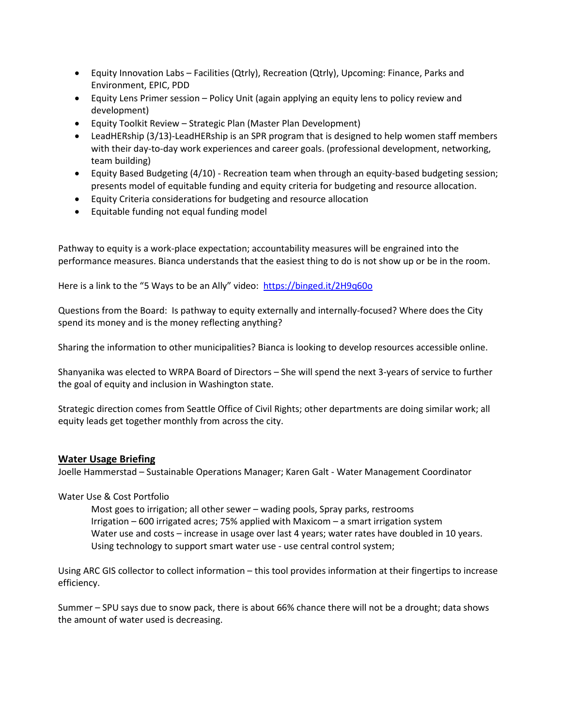- Equity Innovation Labs – Facilities (Qtrly), Recreation (Qtrly), Upcoming: Finance, Parks and Environment, EPIC, PDD
- Equity Lens Primer session – Policy Unit (again applying an equity lens to policy review and development)
- Equity Toolkit Review – Strategic Plan (Master Plan Development)
- LeadHERship (3/13)-LeadHERship is an SPR program that is designed to help women staff members with their day-to-day work experiences and career goals. (professional development, networking, team building)
- Equity Based Budgeting (4/10) - Recreation team when through an equity-based budgeting session; presents model of equitable funding and equity criteria for budgeting and resource allocation.
- Equity Criteria considerations for budgeting and resource allocation
- Equitable funding not equal funding model

Pathway to equity is a work-place expectation; accountability measures will be engrained into the performance measures. Bianca understands that the easiest thing to do is not show up or be in the room.

Here is a link to the "5 Ways to be an Ally" video: [https://binged.it/2H9q60o](https://binged.it/2H9q60o)

Questions from the Board: Is pathway to equity externally and internally-focused? Where does the City spend its money and is the money reflecting anything?

Sharing the information to other municipalities? Bianca is looking to develop resources accessible online.

Shanyanika was elected to WRPA Board of Directors – She will spend the next 3-years of service to further the goal of equity and inclusion in Washington state.

Strategic direction comes from Seattle Office of Civil Rights; other departments are doing similar work; all equity leads get together monthly from across the city.

## Water Usage Briefing

Joelle Hammerstad – Sustainable Operations Manager; Karen Galt - Water Management Coordinator

Water Use & Cost Portfolio

> Most goes to irrigation; all other sewer – wading pools, Spray parks, restrooms
> Irrigation – 600 irrigated acres; 75% applied with Maxicom – a smart irrigation system
> Water use and costs – increase in usage over last 4 years; water rates have doubled in 10 years.
> Using technology to support smart water use - use central control system;

Using ARC GIS collector to collect information – this tool provides information at their fingertips to increase efficiency.

Summer – SPU says due to snow pack, there is about 66% chance there will not be a drought; data shows the amount of water used is decreasing.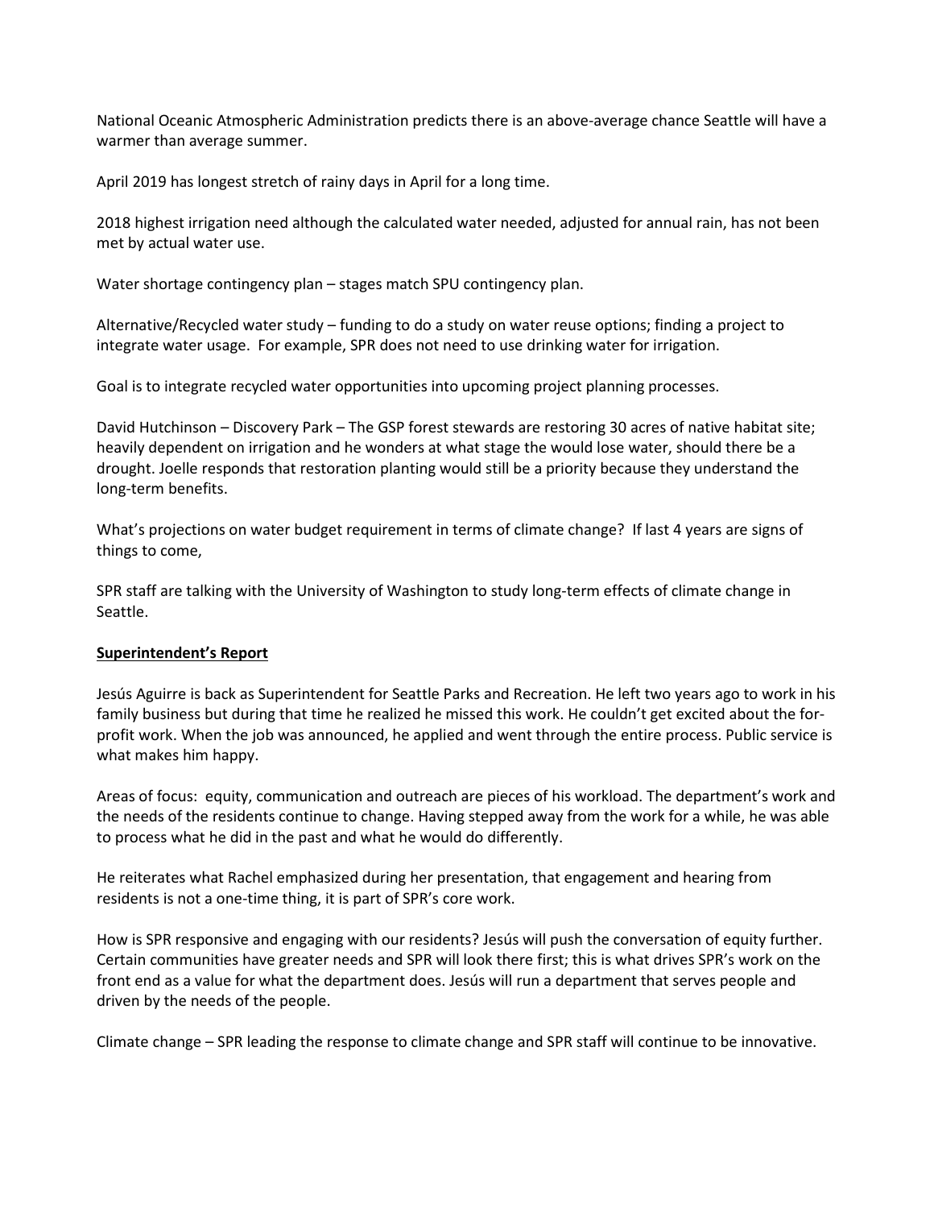National Oceanic Atmospheric Administration predicts there is an above-average chance Seattle will have a warmer than average summer.

April 2019 has longest stretch of rainy days in April for a long time.

2018 highest irrigation need although the calculated water needed, adjusted for annual rain, has not been met by actual water use.

Water shortage contingency plan – stages match SPU contingency plan.

Alternative/Recycled water study – funding to do a study on water reuse options; finding a project to integrate water usage. For example, SPR does not need to use drinking water for irrigation.

Goal is to integrate recycled water opportunities into upcoming project planning processes.

David Hutchinson – Discovery Park – The GSP forest stewards are restoring 30 acres of native habitat site; heavily dependent on irrigation and he wonders at what stage the would lose water, should there be a drought. Joelle responds that restoration planting would still be a priority because they understand the long-term benefits.

What's projections on water budget requirement in terms of climate change? If last 4 years are signs of things to come,

SPR staff are talking with the University of Washington to study long-term effects of climate change in Seattle.

**Superintendent's Report**

Jesús Aguirre is back as Superintendent for Seattle Parks and Recreation. He left two years ago to work in his family business but during that time he realized he missed this work. He couldn't get excited about the for-profit work. When the job was announced, he applied and went through the entire process. Public service is what makes him happy.

Areas of focus: equity, communication and outreach are pieces of his workload. The department's work and the needs of the residents continue to change. Having stepped away from the work for a while, he was able to process what he did in the past and what he would do differently.

He reiterates what Rachel emphasized during her presentation, that engagement and hearing from residents is not a one-time thing, it is part of SPR's core work.

How is SPR responsive and engaging with our residents? Jesús will push the conversation of equity further. Certain communities have greater needs and SPR will look there first; this is what drives SPR's work on the front end as a value for what the department does. Jesús will run a department that serves people and driven by the needs of the people.

Climate change – SPR leading the response to climate change and SPR staff will continue to be innovative.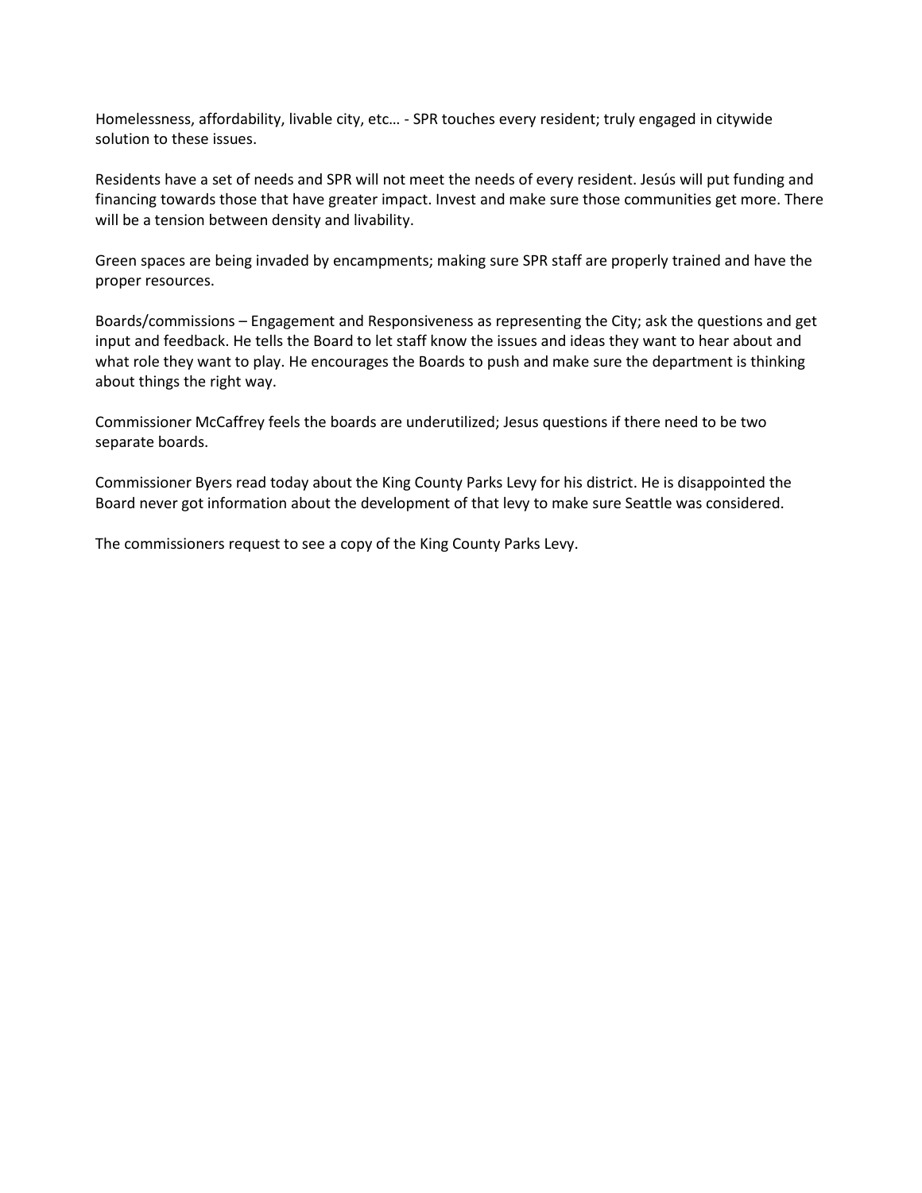Homelessness, affordability, livable city, etc… - SPR touches every resident; truly engaged in citywide solution to these issues.

Residents have a set of needs and SPR will not meet the needs of every resident. Jesús will put funding and financing towards those that have greater impact. Invest and make sure those communities get more. There will be a tension between density and livability.

Green spaces are being invaded by encampments; making sure SPR staff are properly trained and have the proper resources.

Boards/commissions – Engagement and Responsiveness as representing the City; ask the questions and get input and feedback. He tells the Board to let staff know the issues and ideas they want to hear about and what role they want to play. He encourages the Boards to push and make sure the department is thinking about things the right way.

Commissioner McCaffrey feels the boards are underutilized; Jesus questions if there need to be two separate boards.

Commissioner Byers read today about the King County Parks Levy for his district. He is disappointed the Board never got information about the development of that levy to make sure Seattle was considered.

The commissioners request to see a copy of the King County Parks Levy.